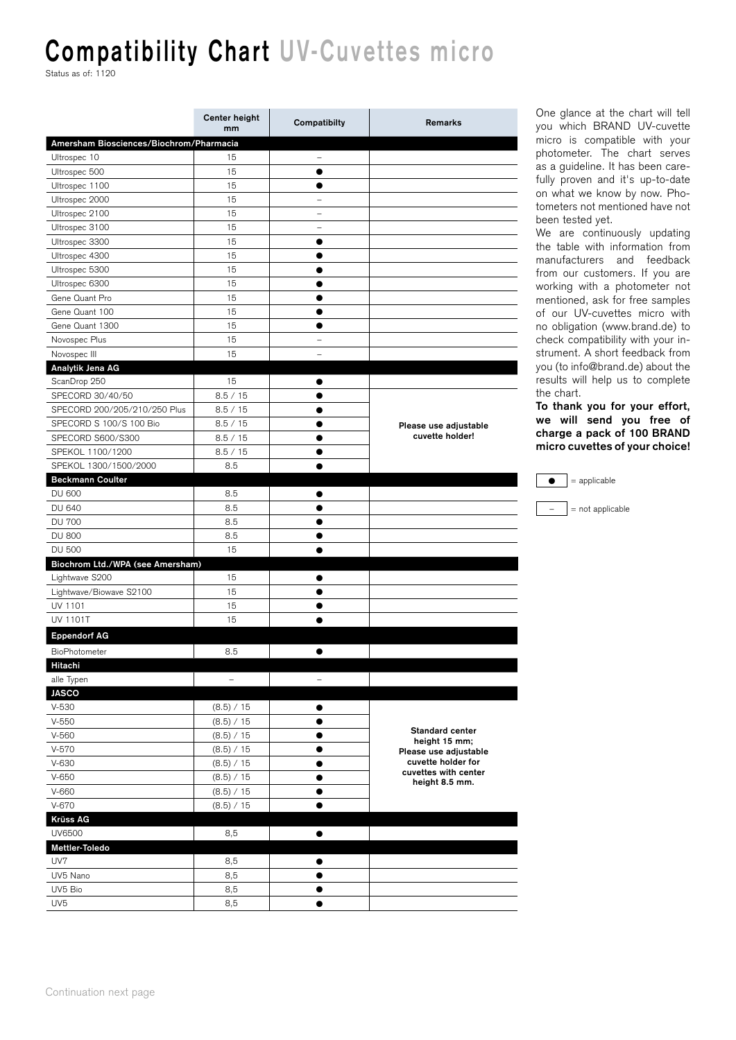# Compatibility Chart UV-Cuvettes micro

Status as of: 1120

| | Center height mm | Compatibilty | Remarks |
|---|---|---|---|
| **Amersham Biosciences/Biochrom/Pharmacia** | | | |
| Ultrospec 10 | 15 | – | |
| Ultrospec 500 | 15 | ● | |
| Ultrospec 1100 | 15 | ● | |
| Ultrospec 2000 | 15 | – | |
| Ultrospec 2100 | 15 | – | |
| Ultrospec 3100 | 15 | – | |
| Ultrospec 3300 | 15 | ● | |
| Ultrospec 4300 | 15 | ● | |
| Ultrospec 5300 | 15 | ● | |
| Ultrospec 6300 | 15 | ● | |
| Gene Quant Pro | 15 | ● | |
| Gene Quant 100 | 15 | ● | |
| Gene Quant 1300 | 15 | ● | |
| Novospec Plus | 15 | – | |
| Novospec III | 15 | – | |
| **Analytik Jena AG** | | | |
| ScanDrop 250 | 15 | ● | |
| SPECORD 30/40/50 | 8.5 / 15 | ● | **Please use adjustable cuvette holder!** |
| SPECORD 200/205/210/250 Plus | 8.5 / 15 | ● | |
| SPECORD S 100/S 100 Bio | 8.5 / 15 | ● | |
| SPECORD S600/S300 | 8.5 / 15 | ● | |
| SPEKOL 1100/1200 | 8.5 / 15 | ● | |
| SPEKOL 1300/1500/2000 | 8.5 | ● | |
| **Beckmann Coulter** | | | |
| DU 600 | 8.5 | ● | |
| DU 640 | 8.5 | ● | |
| DU 700 | 8.5 | ● | |
| DU 800 | 8.5 | ● | |
| DU 500 | 15 | ● | |
| **Biochrom Ltd./WPA (see Amersham)** | | | |
| Lightwave S200 | 15 | ● | |
| Lightwave/Biowave S2100 | 15 | ● | |
| UV 1101 | 15 | ● | |
| UV 1101T | 15 | ● | |
| **Eppendorf AG** | | | |
| BioPhotometer | 8.5 | ● | |
| **Hitachi** | | | |
| alle Typen | – | – | |
| **JASCO** | | | |
| V-530 | (8.5) / 15 | ● | **Standard center height 15 mm; Please use adjustable cuvette holder for cuvettes with center height 8.5 mm.** |
| V-550 | (8.5) / 15 | ● | |
| V-560 | (8.5) / 15 | ● | |
| V-570 | (8.5) / 15 | ● | |
| V-630 | (8.5) / 15 | ● | |
| V-650 | (8.5) / 15 | ● | |
| V-660 | (8.5) / 15 | ● | |
| V-670 | (8.5) / 15 | ● | |
| **Krüss AG** | | | |
| UV6500 | 8,5 | ● | |
| **Mettler-Toledo** | | | |
| UV7 | 8,5 | ● | |
| UV5 Nano | 8,5 | ● | |
| UV5 Bio | 8,5 | ● | |
| UV5 | 8,5 | ● | |

One glance at the chart will tell you which BRAND UV-cuvette micro is compatible with your photometer. The chart serves as a guideline. It has been carefully proven and it's up-to-date on what we know by now. Photometers not mentioned have not been tested yet.

We are continuously updating the table with information from manufacturers and feedback from our customers. If you are working with a photometer not mentioned, ask for free samples of our UV-cuvettes micro with no obligation (www.brand.de) to check compatibility with your instrument. A short feedback from you (to info@brand.de) about the results will help us to complete the chart.

**To thank you for your effort, we will send you free of charge a pack of 100 BRAND micro cuvettes of your choice!**

● = applicable

– = not applicable

Continuation next page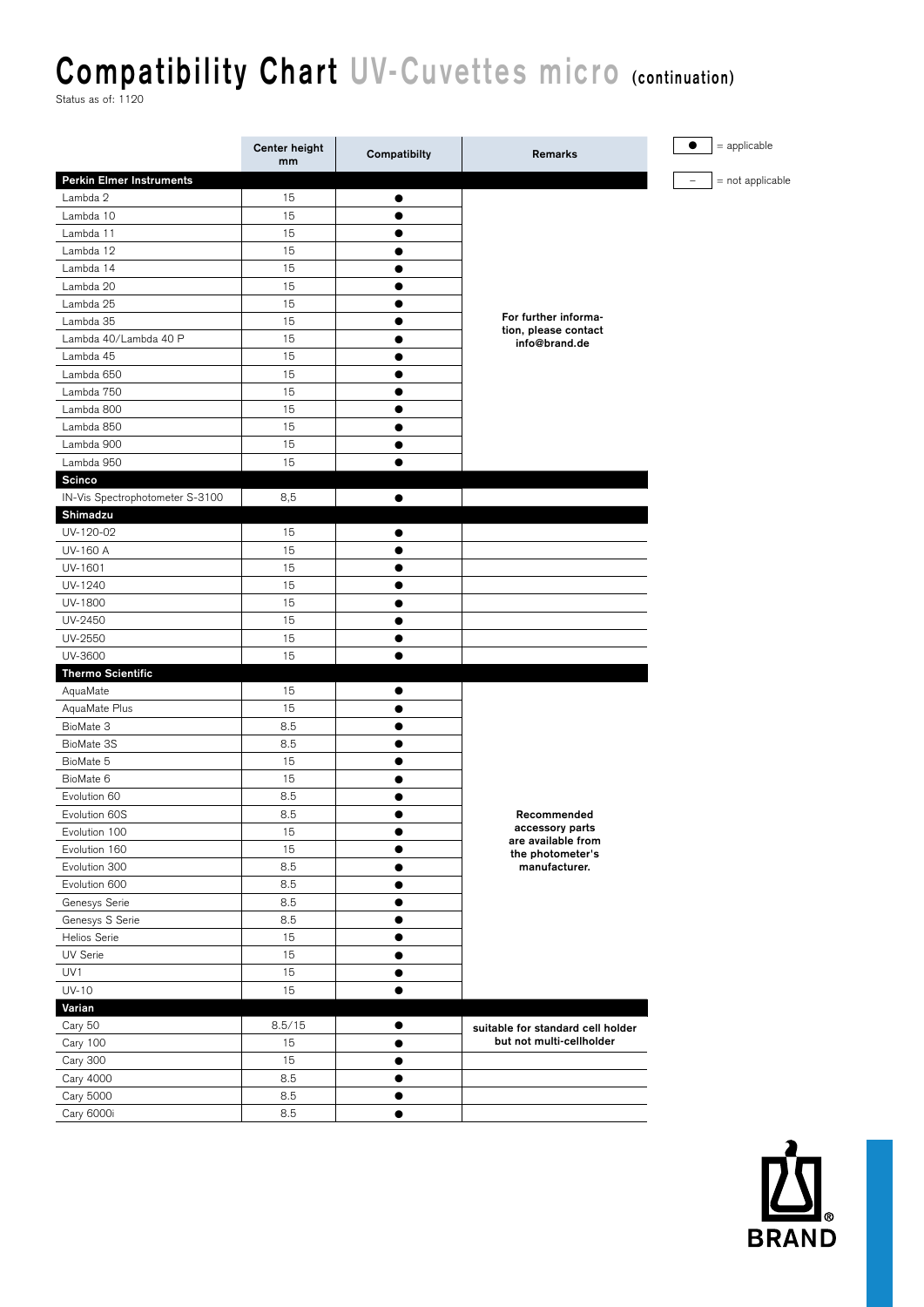# Compatibility Chart UV-Cuvettes micro (continuation)

Status as of: 1120

| | Center height mm | Compatibilty | Remarks |
|---|---|---|---|
| **Perkin Elmer Instruments** | | | |
| Lambda 2 | 15 | ● | For further information, please contact info@brand.de |
| Lambda 10 | 15 | ● | |
| Lambda 11 | 15 | ● | |
| Lambda 12 | 15 | ● | |
| Lambda 14 | 15 | ● | |
| Lambda 20 | 15 | ● | |
| Lambda 25 | 15 | ● | |
| Lambda 35 | 15 | ● | |
| Lambda 40/Lambda 40 P | 15 | ● | |
| Lambda 45 | 15 | ● | |
| Lambda 650 | 15 | ● | |
| Lambda 750 | 15 | ● | |
| Lambda 800 | 15 | ● | |
| Lambda 850 | 15 | ● | |
| Lambda 900 | 15 | ● | |
| Lambda 950 | 15 | ● | |
| **Scinco** | | | |
| IN-Vis Spectrophotometer S-3100 | 8,5 | ● | |
| **Shimadzu** | | | |
| UV-120-02 | 15 | ● | |
| UV-160 A | 15 | ● | |
| UV-1601 | 15 | ● | |
| UV-1240 | 15 | ● | |
| UV-1800 | 15 | ● | |
| UV-2450 | 15 | ● | |
| UV-2550 | 15 | ● | |
| UV-3600 | 15 | ● | |
| **Thermo Scientific** | | | |
| AquaMate | 15 | ● | Recommended accessory parts are available from the photometer's manufacturer. |
| AquaMate Plus | 15 | ● | |
| BioMate 3 | 8.5 | ● | |
| BioMate 3S | 8.5 | ● | |
| BioMate 5 | 15 | ● | |
| BioMate 6 | 15 | ● | |
| Evolution 60 | 8.5 | ● | |
| Evolution 60S | 8.5 | ● | |
| Evolution 100 | 15 | ● | |
| Evolution 160 | 15 | ● | |
| Evolution 300 | 8.5 | ● | |
| Evolution 600 | 8.5 | ● | |
| Genesys Serie | 8.5 | ● | |
| Genesys S Serie | 8.5 | ● | |
| Helios Serie | 15 | ● | |
| UV Serie | 15 | ● | |
| UV1 | 15 | ● | |
| UV-10 | 15 | ● | |
| **Varian** | | | |
| Cary 50 | 8.5/15 | ● | suitable for standard cell holder but not multi-cellholder |
| Cary 100 | 15 | ● | |
| Cary 300 | 15 | ● | |
| Cary 4000 | 8.5 | ● | |
| Cary 5000 | 8.5 | ● | |
| Cary 6000i | 8.5 | ● | |

● = applicable

– = not applicable

BRAND